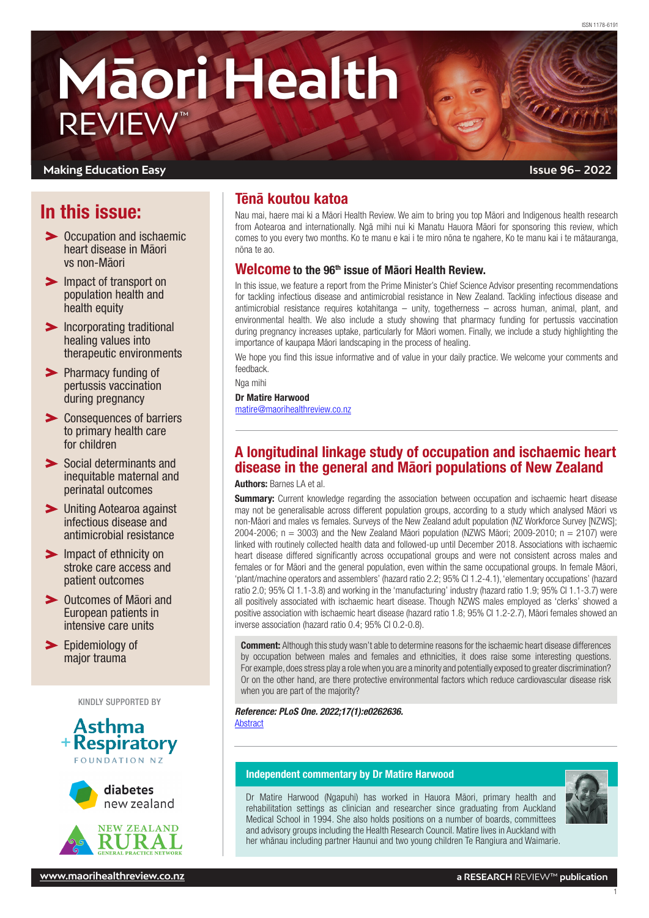ISSN 1178-6191

# Māori Health REVIEW™

Making Education Easy

Issue 96– 2022

## In this issue:

- Occupation and ischaemic heart disease in Māori vs non-Māori
- Impact of transport on population health and health equity
- Incorporating traditional healing values into therapeutic environments
- Pharmacy funding of pertussis vaccination during pregnancy
- Consequences of barriers to primary health care for children
- Social determinants and inequitable maternal and perinatal outcomes
- Uniting Aotearoa against infectious disease and antimicrobial resistance
- Impact of ethnicity on stroke care access and patient outcomes
- Outcomes of Māori and European patients in intensive care units
- Epidemiology of major trauma

KINDLY SUPPORTED BY

Asthma + Respiratory Foundation NZ

diabetes new zealand

New Zealand Rural General Practice Network

## Tēnā koutou katoa

Nau mai, haere mai ki a Māori Health Review. We aim to bring you top Māori and Indigenous health research from Aotearoa and internationally. Ngā mihi nui ki Manatu Hauora Māori for sponsoring this review, which comes to you every two months. Ko te manu e kai i te miro nōna te ngahere, Ko te manu kai i te mātauranga, nōna te ao.

## Welcome to the 96th issue of Māori Health Review.

In this issue, we feature a report from the Prime Minister's Chief Science Advisor presenting recommendations for tackling infectious disease and antimicrobial resistance in New Zealand. Tackling infectious disease and antimicrobial resistance requires kotahitanga – unity, togetherness – across human, animal, plant, and environmental health. We also include a study showing that pharmacy funding for pertussis vaccination during pregnancy increases uptake, particularly for Māori women. Finally, we include a study highlighting the importance of kaupapa Māori landscaping in the process of healing.

We hope you find this issue informative and of value in your daily practice. We welcome your comments and feedback.

Nga mihi

**Dr Matire Harwood**
matire@maorihealthreview.co.nz

## A longitudinal linkage study of occupation and ischaemic heart disease in the general and Māori populations of New Zealand

**Authors:** Barnes LA et al.

**Summary:** Current knowledge regarding the association between occupation and ischaemic heart disease may not be generalisable across different population groups, according to a study which analysed Māori vs non-Māori and males vs females. Surveys of the New Zealand adult population (NZ Workforce Survey [NZWS]; 2004-2006; n = 3003) and the New Zealand Māori population (NZWS Māori; 2009-2010; n = 2107) were linked with routinely collected health data and followed-up until December 2018. Associations with ischaemic heart disease differed significantly across occupational groups and were not consistent across males and females or for Māori and the general population, even within the same occupational groups. In female Māori, 'plant/machine operators and assemblers' (hazard ratio 2.2; 95% CI 1.2-4.1), 'elementary occupations' (hazard ratio 2.0; 95% CI 1.1-3.8) and working in the 'manufacturing' industry (hazard ratio 1.9; 95% CI 1.1-3.7) were all positively associated with ischaemic heart disease. Though NZWS males employed as 'clerks' showed a positive association with ischaemic heart disease (hazard ratio 1.8; 95% CI 1.2-2.7), Māori females showed an inverse association (hazard ratio 0.4; 95% CI 0.2-0.8).

**Comment:** Although this study wasn't able to determine reasons for the ischaemic heart disease differences by occupation between males and females and ethnicities, it does raise some interesting questions. For example, does stress play a role when you are a minority and potentially exposed to greater discrimination? Or on the other hand, are there protective environmental factors which reduce cardiovascular disease risk when you are part of the majority?

***Reference: PLoS One. 2022;17(1):e0262636.***
Abstract

### Independent commentary by Dr Matire Harwood

Dr Matire Harwood (Ngapuhi) has worked in Hauora Māori, primary health and rehabilitation settings as clinician and researcher since graduating from Auckland Medical School in 1994. She also holds positions on a number of boards, committees and advisory groups including the Health Research Council. Matire lives in Auckland with her whānau including partner Haunui and two young children Te Rangiura and Waimarie.

www.maorihealthreview.co.nz

a RESEARCH REVIEW™ publication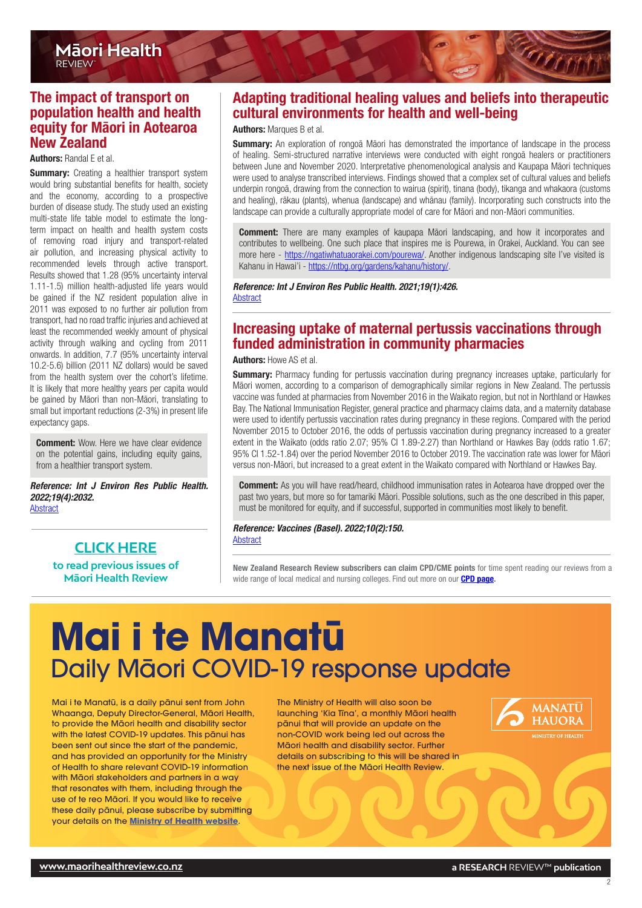## The impact of transport on population health and health equity for Māori in Aotearoa New Zealand

**Authors:** Randal E et al.

**Summary:** Creating a healthier transport system would bring substantial benefits for health, society and the economy, according to a prospective burden of disease study. The study used an existing multi-state life table model to estimate the long-term impact on health and health system costs of removing road injury and transport-related air pollution, and increasing physical activity to recommended levels through active transport. Results showed that 1.28 (95% uncertainty interval 1.11-1.5) million health-adjusted life years would be gained if the NZ resident population alive in 2011 was exposed to no further air pollution from transport, had no road traffic injuries and achieved at least the recommended weekly amount of physical activity through walking and cycling from 2011 onwards. In addition, 7.7 (95% uncertainty interval 10.2-5.6) billion (2011 NZ dollars) would be saved from the health system over the cohort's lifetime. It is likely that more healthy years per capita would be gained by Māori than non-Māori, translating to small but important reductions (2-3%) in present life expectancy gaps.

**Comment:** Wow. Here we have clear evidence on the potential gains, including equity gains, from a healthier transport system.

***Reference: Int J Environ Res Public Health. 2022;19(4):2032.***
Abstract

**CLICK HERE** to read previous issues of Māori Health Review

## Adapting traditional healing values and beliefs into therapeutic cultural environments for health and well-being

**Authors:** Marques B et al.

**Summary:** An exploration of rongoā Māori has demonstrated the importance of landscape in the process of healing. Semi-structured narrative interviews were conducted with eight rongoā healers or practitioners between June and November 2020. Interpretative phenomenological analysis and Kaupapa Māori techniques were used to analyse transcribed interviews. Findings showed that a complex set of cultural values and beliefs underpin rongoā, drawing from the connection to wairua (spirit), tinana (body), tikanga and whakaora (customs and healing), rākau (plants), whenua (landscape) and whānau (family). Incorporating such constructs into the landscape can provide a culturally appropriate model of care for Māori and non-Māori communities.

**Comment:** There are many examples of kaupapa Māori landscaping, and how it incorporates and contributes to wellbeing. One such place that inspires me is Pourewa, in Orakei, Auckland. You can see more here - https://ngatiwhatuaorakei.com/pourewa/. Another indigenous landscaping site I've visited is Kahanu in Hawai'i - https://ntbg.org/gardens/kahanu/history/.

***Reference: Int J Environ Res Public Health. 2021;19(1):426.***
Abstract

## Increasing uptake of maternal pertussis vaccinations through funded administration in community pharmacies

**Authors:** Howe AS et al.

**Summary:** Pharmacy funding for pertussis vaccination during pregnancy increases uptake, particularly for Māori women, according to a comparison of demographically similar regions in New Zealand. The pertussis vaccine was funded at pharmacies from November 2016 in the Waikato region, but not in Northland or Hawkes Bay. The National Immunisation Register, general practice and pharmacy claims data, and a maternity database were used to identify pertussis vaccination rates during pregnancy in these regions. Compared with the period November 2015 to October 2016, the odds of pertussis vaccination during pregnancy increased to a greater extent in the Waikato (odds ratio 2.07; 95% CI 1.89-2.27) than Northland or Hawkes Bay (odds ratio 1.67; 95% CI 1.52-1.84) over the period November 2016 to October 2019. The vaccination rate was lower for Māori versus non-Māori, but increased to a great extent in the Waikato compared with Northland or Hawkes Bay.

**Comment:** As you will have read/heard, childhood immunisation rates in Aotearoa have dropped over the past two years, but more so for tamariki Māori. Possible solutions, such as the one described in this paper, must be monitored for equity, and if successful, supported in communities most likely to benefit.

***Reference: Vaccines (Basel). 2022;10(2):150.***
Abstract

**New Zealand Research Review subscribers can claim CPD/CME points** for time spent reading our reviews from a wide range of local medical and nursing colleges. Find out more on our **CPD page.**

# Mai i te Manatū

## Daily Māori COVID-19 response update

Mai i te Manatū, is a daily pānui sent from John Whaanga, Deputy Director-General, Māori Health, to provide the Māori health and disability sector with the latest COVID-19 updates. This pānui has been sent out since the start of the pandemic, and has provided an opportunity for the Ministry of Health to share relevant COVID-19 information with Māori stakeholders and partners in a way that resonates with them, including through the use of te reo Māori. If you would like to receive these daily pānui, please subscribe by submitting your details on the **Ministry of Health website**.

The Ministry of Health will also soon be launching 'Kia Tīna', a monthly Māori health pānui that will provide an update on the non-COVID work being led out across the Māori health and disability sector. Further details on subscribing to this will be shared in the next issue of the Māori Health Review.

MANATŪ HAUORA
MINISTRY OF HEALTH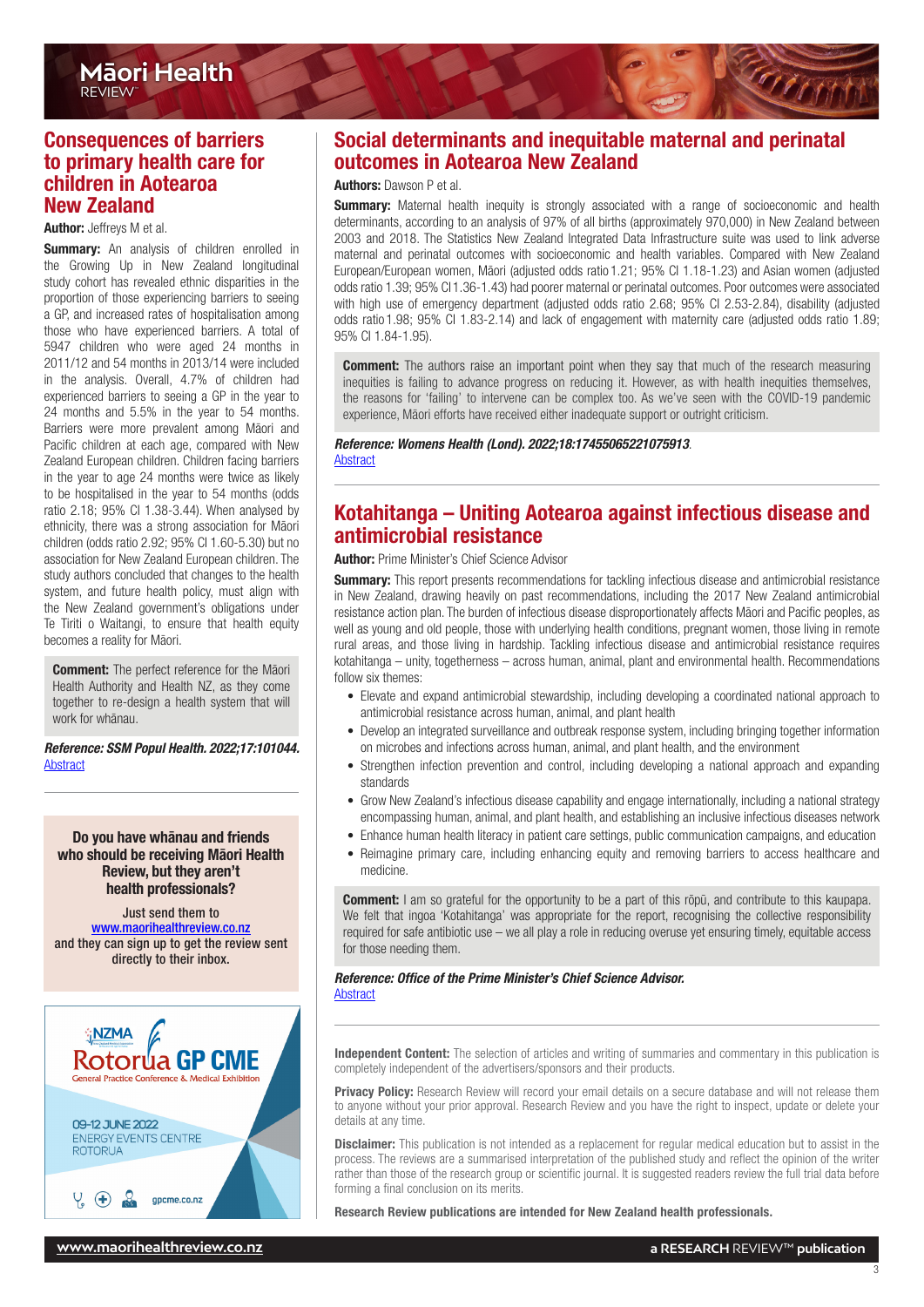## Consequences of barriers to primary health care for children in Aotearoa New Zealand

**Author:** Jeffreys M et al.

**Summary:** An analysis of children enrolled in the Growing Up in New Zealand longitudinal study cohort has revealed ethnic disparities in the proportion of those experiencing barriers to seeing a GP, and increased rates of hospitalisation among those who have experienced barriers. A total of 5947 children who were aged 24 months in 2011/12 and 54 months in 2013/14 were included in the analysis. Overall, 4.7% of children had experienced barriers to seeing a GP in the year to 24 months and 5.5% in the year to 54 months. Barriers were more prevalent among Māori and Pacific children at each age, compared with New Zealand European children. Children facing barriers in the year to age 24 months were twice as likely to be hospitalised in the year to 54 months (odds ratio 2.18; 95% CI 1.38-3.44). When analysed by ethnicity, there was a strong association for Māori children (odds ratio 2.92; 95% CI 1.60-5.30) but no association for New Zealand European children. The study authors concluded that changes to the health system, and future health policy, must align with the New Zealand government's obligations under Te Tiriti o Waitangi, to ensure that health equity becomes a reality for Māori.

**Comment:** The perfect reference for the Māori Health Authority and Health NZ, as they come together to re-design a health system that will work for whānau.

***Reference: SSM Popul Health. 2022;17:101044.***
Abstract

**Do you have whānau and friends who should be receiving Māori Health Review, but they aren't health professionals?**

**Just send them to www.maorihealthreview.co.nz and they can sign up to get the review sent directly to their inbox.**

NZMA Rotorua GP CME
General Practice Conference & Medical Exhibition
09-12 JUNE 2022
ENERGY EVENTS CENTRE
ROTORUA
gpcme.co.nz

## Social determinants and inequitable maternal and perinatal outcomes in Aotearoa New Zealand

**Authors:** Dawson P et al.

**Summary:** Maternal health inequity is strongly associated with a range of socioeconomic and health determinants, according to an analysis of 97% of all births (approximately 970,000) in New Zealand between 2003 and 2018. The Statistics New Zealand Integrated Data Infrastructure suite was used to link adverse maternal and perinatal outcomes with socioeconomic and health variables. Compared with New Zealand European/European women, Māori (adjusted odds ratio 1.21; 95% CI 1.18-1.23) and Asian women (adjusted odds ratio 1.39; 95% CI 1.36-1.43) had poorer maternal or perinatal outcomes. Poor outcomes were associated with high use of emergency department (adjusted odds ratio 2.68; 95% CI 2.53-2.84), disability (adjusted odds ratio 1.98; 95% CI 1.83-2.14) and lack of engagement with maternity care (adjusted odds ratio 1.89; 95% CI 1.84-1.95).

**Comment:** The authors raise an important point when they say that much of the research measuring inequities is failing to advance progress on reducing it. However, as with health inequities themselves, the reasons for 'failing' to intervene can be complex too. As we've seen with the COVID-19 pandemic experience, Māori efforts have received either inadequate support or outright criticism.

***Reference: Womens Health (Lond). 2022;18:17455065221075913***.
Abstract

## Kotahitanga – Uniting Aotearoa against infectious disease and antimicrobial resistance

**Author:** Prime Minister's Chief Science Advisor

**Summary:** This report presents recommendations for tackling infectious disease and antimicrobial resistance in New Zealand, drawing heavily on past recommendations, including the 2017 New Zealand antimicrobial resistance action plan. The burden of infectious disease disproportionately affects Māori and Pacific peoples, as well as young and old people, those with underlying health conditions, pregnant women, those living in remote rural areas, and those living in hardship. Tackling infectious disease and antimicrobial resistance requires kotahitanga – unity, togetherness – across human, animal, plant and environmental health. Recommendations follow six themes:

- Elevate and expand antimicrobial stewardship, including developing a coordinated national approach to antimicrobial resistance across human, animal, and plant health
- Develop an integrated surveillance and outbreak response system, including bringing together information on microbes and infections across human, animal, and plant health, and the environment
- Strengthen infection prevention and control, including developing a national approach and expanding standards
- Grow New Zealand's infectious disease capability and engage internationally, including a national strategy encompassing human, animal, and plant health, and establishing an inclusive infectious diseases network
- Enhance human health literacy in patient care settings, public communication campaigns, and education
- Reimagine primary care, including enhancing equity and removing barriers to access healthcare and medicine.

**Comment:** I am so grateful for the opportunity to be a part of this rōpū, and contribute to this kaupapa. We felt that ingoa 'Kotahitanga' was appropriate for the report, recognising the collective responsibility required for safe antibiotic use – we all play a role in reducing overuse yet ensuring timely, equitable access for those needing them.

***Reference: Office of the Prime Minister's Chief Science Advisor.***
Abstract

**Independent Content:** The selection of articles and writing of summaries and commentary in this publication is completely independent of the advertisers/sponsors and their products.

**Privacy Policy:** Research Review will record your email details on a secure database and will not release them to anyone without your prior approval. Research Review and you have the right to inspect, update or delete your details at any time.

**Disclaimer:** This publication is not intended as a replacement for regular medical education but to assist in the process. The reviews are a summarised interpretation of the published study and reflect the opinion of the writer rather than those of the research group or scientific journal. It is suggested readers review the full trial data before forming a final conclusion on its merits.

**Research Review publications are intended for New Zealand health professionals.**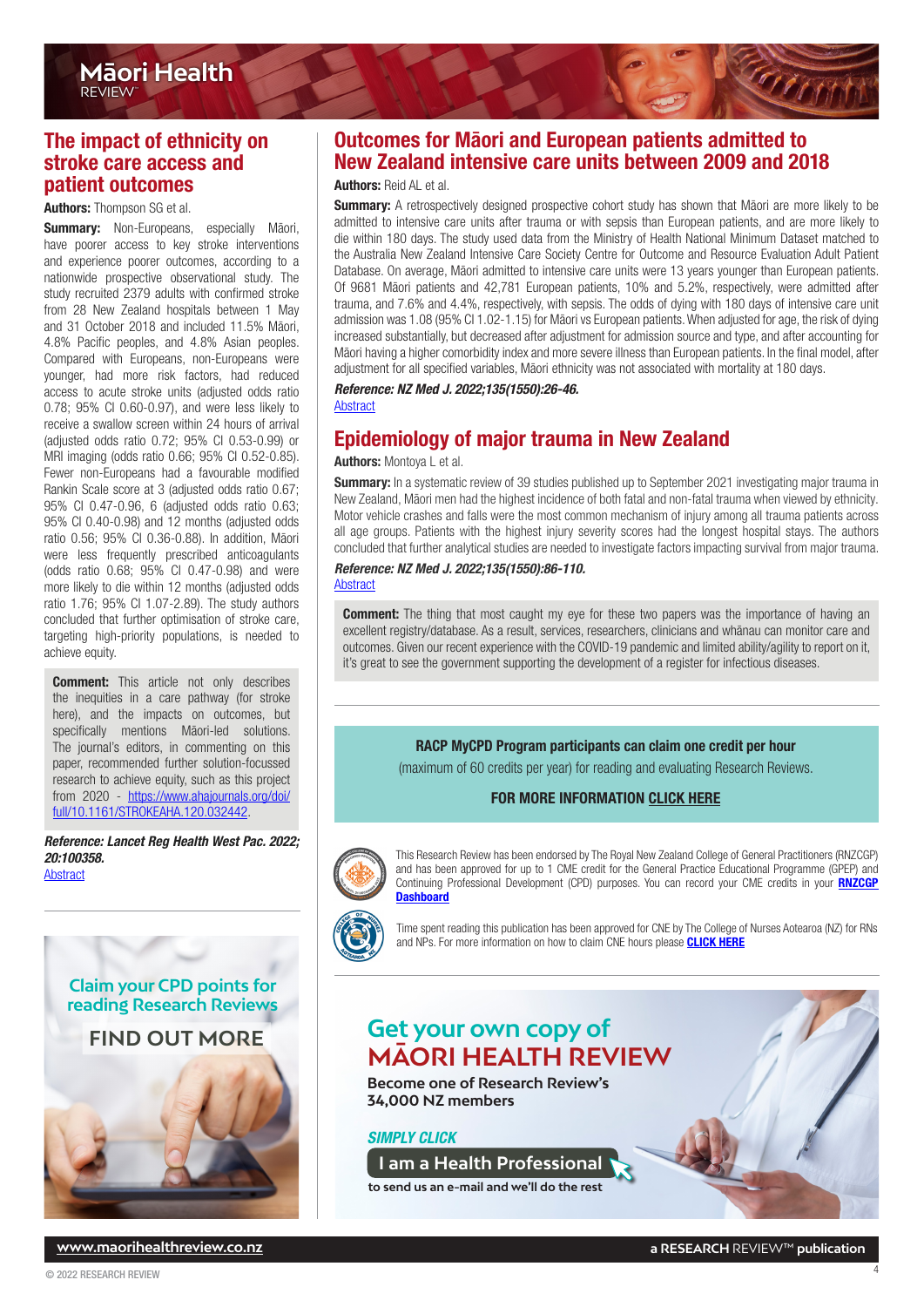## The impact of ethnicity on stroke care access and patient outcomes

**Authors:** Thompson SG et al.

**Summary:** Non-Europeans, especially Māori, have poorer access to key stroke interventions and experience poorer outcomes, according to a nationwide prospective observational study. The study recruited 2379 adults with confirmed stroke from 28 New Zealand hospitals between 1 May and 31 October 2018 and included 11.5% Māori, 4.8% Pacific peoples, and 4.8% Asian peoples. Compared with Europeans, non-Europeans were younger, had more risk factors, had reduced access to acute stroke units (adjusted odds ratio 0.78; 95% CI 0.60-0.97), and were less likely to receive a swallow screen within 24 hours of arrival (adjusted odds ratio 0.72; 95% CI 0.53-0.99) or MRI imaging (odds ratio 0.66; 95% CI 0.52-0.85). Fewer non-Europeans had a favourable modified Rankin Scale score at 3 (adjusted odds ratio 0.67; 95% CI 0.47-0.96, 6 (adjusted odds ratio 0.63; 95% CI 0.40-0.98) and 12 months (adjusted odds ratio 0.56; 95% CI 0.36-0.88). In addition, Māori were less frequently prescribed anticoagulants (odds ratio 0.68; 95% CI 0.47-0.98) and were more likely to die within 12 months (adjusted odds ratio 1.76; 95% CI 1.07-2.89). The study authors concluded that further optimisation of stroke care, targeting high-priority populations, is needed to achieve equity.

**Comment:** This article not only describes the inequities in a care pathway (for stroke here), and the impacts on outcomes, but specifically mentions Māori-led solutions. The journal's editors, in commenting on this paper, recommended further solution-focussed research to achieve equity, such as this project from 2020 - https://www.ahajournals.org/doi/full/10.1161/STROKEAHA.120.032442.

***Reference: Lancet Reg Health West Pac. 2022; 20:100358.***
Abstract

Claim your CPD points for reading Research Reviews

FIND OUT MORE

## Outcomes for Māori and European patients admitted to New Zealand intensive care units between 2009 and 2018

**Authors:** Reid AL et al.

**Summary:** A retrospectively designed prospective cohort study has shown that Māori are more likely to be admitted to intensive care units after trauma or with sepsis than European patients, and are more likely to die within 180 days. The study used data from the Ministry of Health National Minimum Dataset matched to the Australia New Zealand Intensive Care Society Centre for Outcome and Resource Evaluation Adult Patient Database. On average, Māori admitted to intensive care units were 13 years younger than European patients. Of 9681 Māori patients and 42,781 European patients, 10% and 5.2%, respectively, were admitted after trauma, and 7.6% and 4.4%, respectively, with sepsis. The odds of dying with 180 days of intensive care unit admission was 1.08 (95% CI 1.02-1.15) for Māori vs European patients. When adjusted for age, the risk of dying increased substantially, but decreased after adjustment for admission source and type, and after accounting for Māori having a higher comorbidity index and more severe illness than European patients. In the final model, after adjustment for all specified variables, Māori ethnicity was not associated with mortality at 180 days.

***Reference: NZ Med J. 2022;135(1550):26-46.***
Abstract

## Epidemiology of major trauma in New Zealand

**Authors:** Montoya L et al.

**Summary:** In a systematic review of 39 studies published up to September 2021 investigating major trauma in New Zealand, Māori men had the highest incidence of both fatal and non-fatal trauma when viewed by ethnicity. Motor vehicle crashes and falls were the most common mechanism of injury among all trauma patients across all age groups. Patients with the highest injury severity scores had the longest hospital stays. The authors concluded that further analytical studies are needed to investigate factors impacting survival from major trauma.

***Reference: NZ Med J. 2022;135(1550):86-110.***
Abstract

**Comment:** The thing that most caught my eye for these two papers was the importance of having an excellent registry/database. As a result, services, researchers, clinicians and whānau can monitor care and outcomes. Given our recent experience with the COVID-19 pandemic and limited ability/agility to report on it, it's great to see the government supporting the development of a register for infectious diseases.

**RACP MyCPD Program participants can claim one credit per hour**
(maximum of 60 credits per year) for reading and evaluating Research Reviews.

**FOR MORE INFORMATION CLICK HERE**

This Research Review has been endorsed by The Royal New Zealand College of General Practitioners (RNZCGP) and has been approved for up to 1 CME credit for the General Practice Educational Programme (GPEP) and Continuing Professional Development (CPD) purposes. You can record your CME credits in your **RNZCGP Dashboard**

Time spent reading this publication has been approved for CNE by The College of Nurses Aotearoa (NZ) for RNs and NPs. For more information on how to claim CNE hours please **CLICK HERE**

Get your own copy of MĀORI HEALTH REVIEW

Become one of Research Review's 34,000 NZ members

*SIMPLY CLICK*

I am a Health Professional

to send us an e-mail and we'll do the rest

www.maorihealthreview.co.nz

a RESEARCH REVIEW™ publication

© 2022 RESEARCH REVIEW